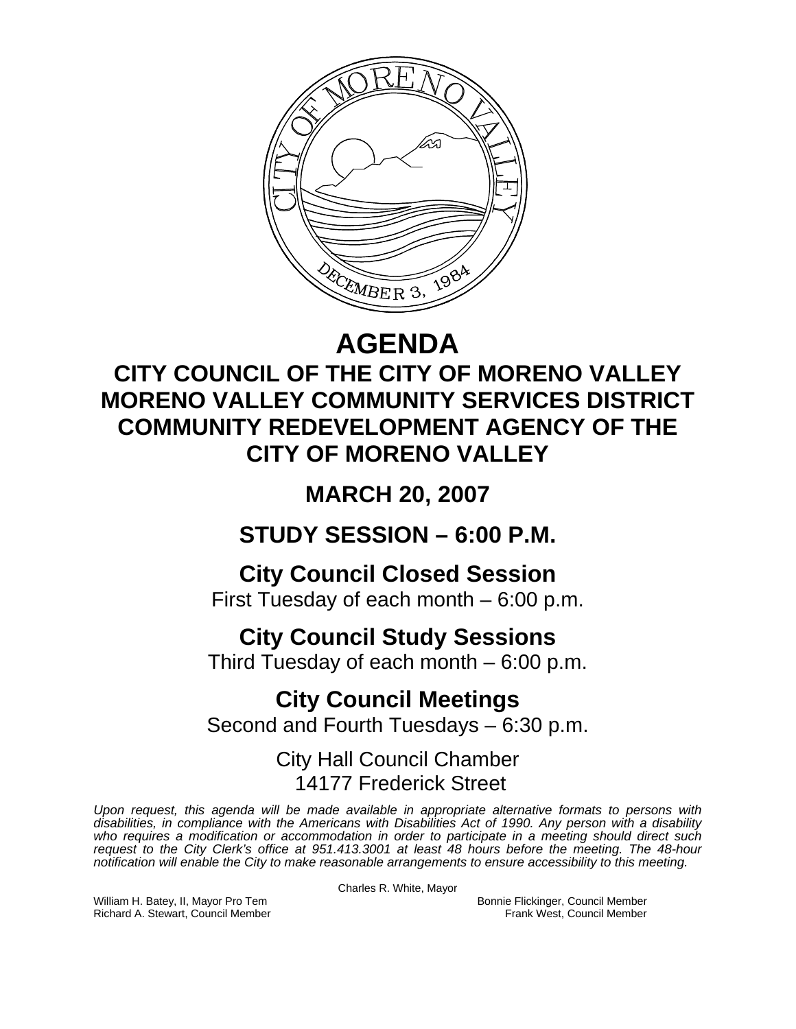# AGENDA

## CITY COUNCIL OF THE CITY OF MORENO VALLEY
## MORENO VALLEY COMMUNITY SERVICES DISTRICT
## COMMUNITY REDEVELOPMENT AGENCY OF THE CITY OF MORENO VALLEY

## MARCH 20, 2007

## STUDY SESSION – 6:00 P.M.

### City Council Closed Session

First Tuesday of each month – 6:00 p.m.

### City Council Study Sessions

Third Tuesday of each month – 6:00 p.m.

### City Council Meetings

Second and Fourth Tuesdays – 6:30 p.m.

City Hall Council Chamber
14177 Frederick Street

*Upon request, this agenda will be made available in appropriate alternative formats to persons with disabilities, in compliance with the Americans with Disabilities Act of 1990. Any person with a disability who requires a modification or accommodation in order to participate in a meeting should direct such request to the City Clerk's office at 951.413.3001 at least 48 hours before the meeting. The 48-hour notification will enable the City to make reasonable arrangements to ensure accessibility to this meeting.*

Charles R. White, Mayor

William H. Batey, II, Mayor Pro Tem
Richard A. Stewart, Council Member
Bonnie Flickinger, Council Member
Frank West, Council Member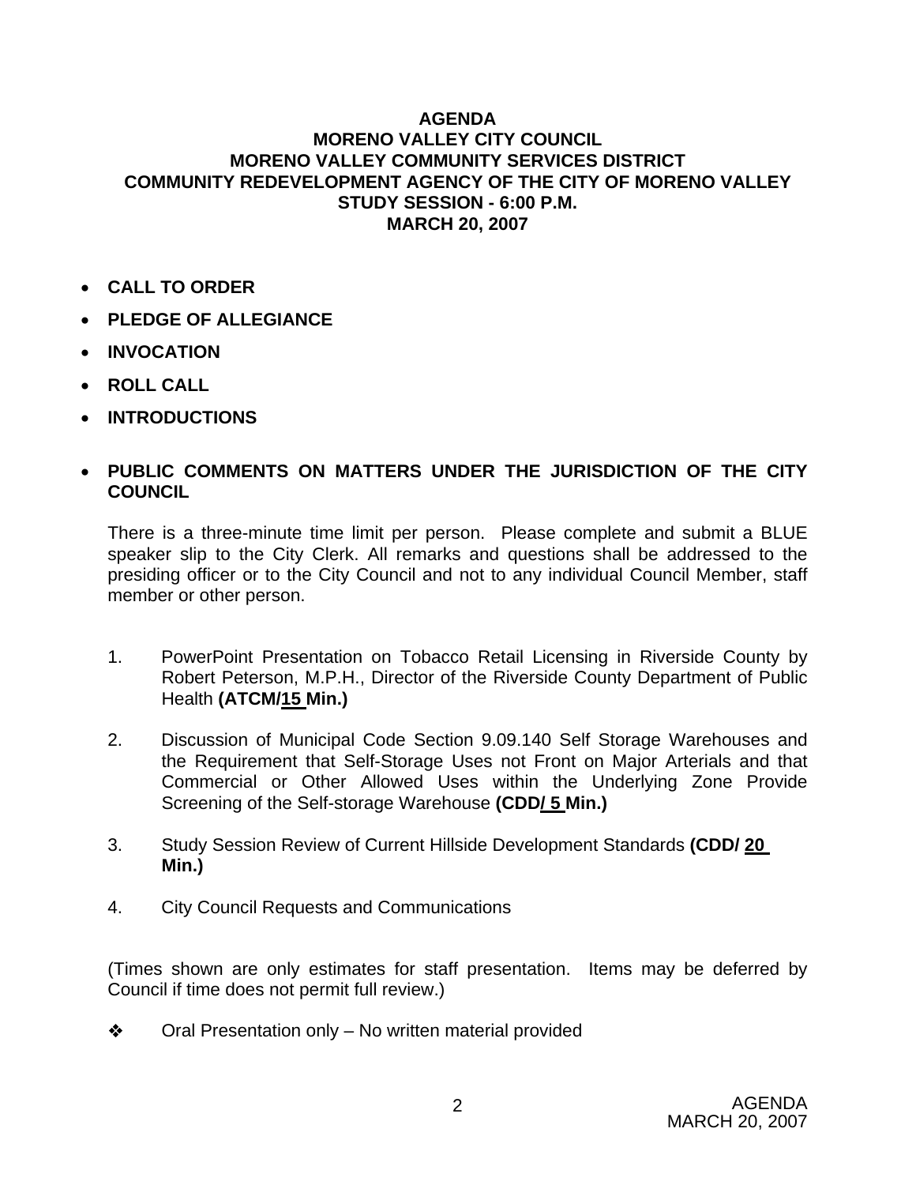**AGENDA**
**MORENO VALLEY CITY COUNCIL**
**MORENO VALLEY COMMUNITY SERVICES DISTRICT**
**COMMUNITY REDEVELOPMENT AGENCY OF THE CITY OF MORENO VALLEY**
**STUDY SESSION - 6:00 P.M.**
**MARCH 20, 2007**

- **CALL TO ORDER**
- **PLEDGE OF ALLEGIANCE**
- **INVOCATION**
- **ROLL CALL**
- **INTRODUCTIONS**
- **PUBLIC COMMENTS ON MATTERS UNDER THE JURISDICTION OF THE CITY COUNCIL**

There is a three-minute time limit per person. Please complete and submit a BLUE speaker slip to the City Clerk. All remarks and questions shall be addressed to the presiding officer or to the City Council and not to any individual Council Member, staff member or other person.

1. PowerPoint Presentation on Tobacco Retail Licensing in Riverside County by Robert Peterson, M.P.H., Director of the Riverside County Department of Public Health **(ATCM/15 Min.)**

2. Discussion of Municipal Code Section 9.09.140 Self Storage Warehouses and the Requirement that Self-Storage Uses not Front on Major Arterials and that Commercial or Other Allowed Uses within the Underlying Zone Provide Screening of the Self-storage Warehouse **(CDD/ 5 Min.)**

3. Study Session Review of Current Hillside Development Standards **(CDD/ 20 Min.)**

4. City Council Requests and Communications

(Times shown are only estimates for staff presentation. Items may be deferred by Council if time does not permit full review.)

❖ Oral Presentation only – No written material provided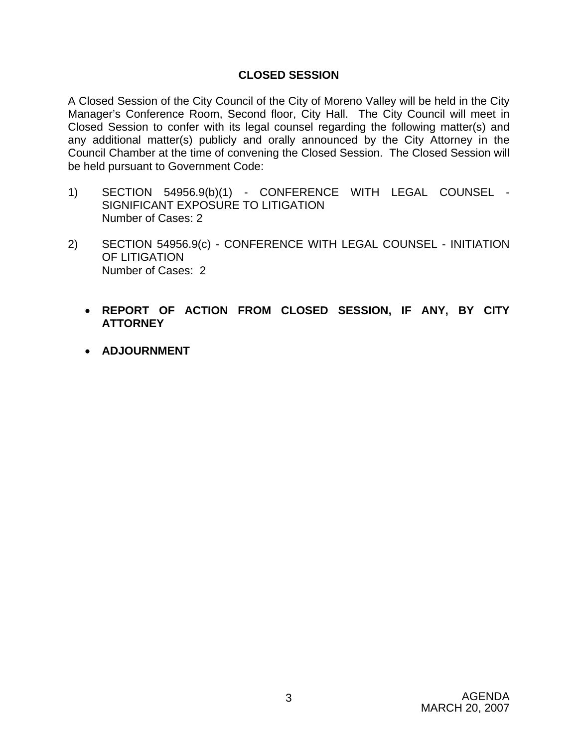**CLOSED SESSION**

A Closed Session of the City Council of the City of Moreno Valley will be held in the City Manager's Conference Room, Second floor, City Hall. The City Council will meet in Closed Session to confer with its legal counsel regarding the following matter(s) and any additional matter(s) publicly and orally announced by the City Attorney in the Council Chamber at the time of convening the Closed Session. The Closed Session will be held pursuant to Government Code:

1) SECTION 54956.9(b)(1) - CONFERENCE WITH LEGAL COUNSEL - SIGNIFICANT EXPOSURE TO LITIGATION
   Number of Cases: 2

2) SECTION 54956.9(c) - CONFERENCE WITH LEGAL COUNSEL - INITIATION OF LITIGATION
   Number of Cases: 2

- **REPORT OF ACTION FROM CLOSED SESSION, IF ANY, BY CITY ATTORNEY**

- **ADJOURNMENT**